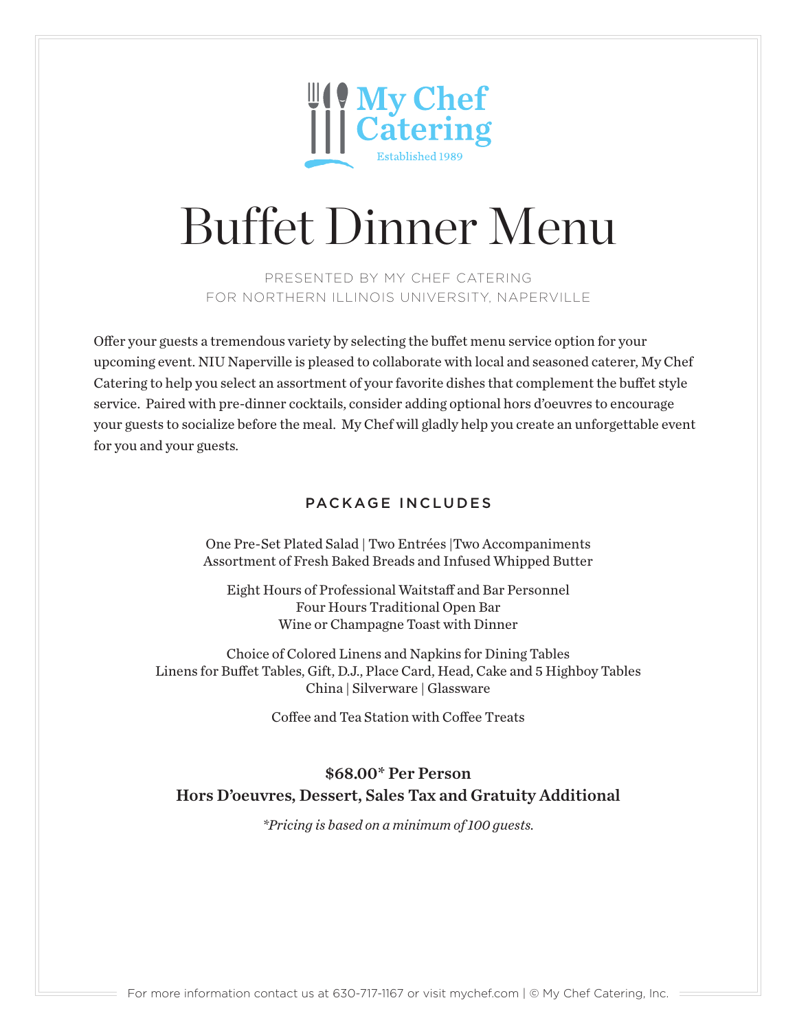My Chef Catering

Established 1989

# Buffet Dinner Menu

PRESENTED BY MY CHEF CATERING
FOR NORTHERN ILLINOIS UNIVERSITY, NAPERVILLE

Offer your guests a tremendous variety by selecting the buffet menu service option for your upcoming event. NIU Naperville is pleased to collaborate with local and seasoned caterer, My Chef Catering to help you select an assortment of your favorite dishes that complement the buffet style service. Paired with pre-dinner cocktails, consider adding optional hors d'oeuvres to encourage your guests to socialize before the meal. My Chef will gladly help you create an unforgettable event for you and your guests.

## PACKAGE INCLUDES

One Pre-Set Plated Salad | Two Entrées |Two Accompaniments
Assortment of Fresh Baked Breads and Infused Whipped Butter

Eight Hours of Professional Waitstaff and Bar Personnel
Four Hours Traditional Open Bar
Wine or Champagne Toast with Dinner

Choice of Colored Linens and Napkins for Dining Tables
Linens for Buffet Tables, Gift, D.J., Place Card, Head, Cake and 5 Highboy Tables
China | Silverware | Glassware

Coffee and Tea Station with Coffee Treats

**$68.00* Per Person**
**Hors D'oeuvres, Dessert, Sales Tax and Gratuity Additional**

*\*Pricing is based on a minimum of 100 guests.*

For more information contact us at 630-717-1167 or visit mychef.com | © My Chef Catering, Inc.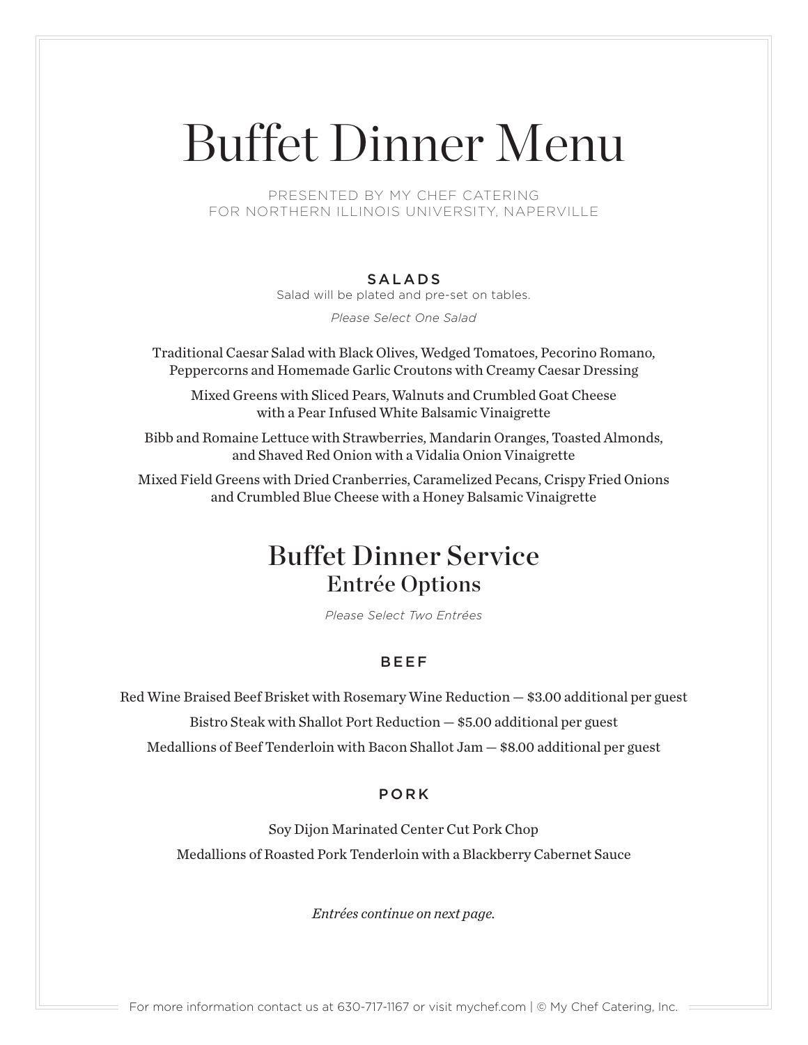# Buffet Dinner Menu

PRESENTED BY MY CHEF CATERING
FOR NORTHERN ILLINOIS UNIVERSITY, NAPERVILLE

### SALADS

Salad will be plated and pre-set on tables.

*Please Select One Salad*

Traditional Caesar Salad with Black Olives, Wedged Tomatoes, Pecorino Romano, Peppercorns and Homemade Garlic Croutons with Creamy Caesar Dressing

Mixed Greens with Sliced Pears, Walnuts and Crumbled Goat Cheese with a Pear Infused White Balsamic Vinaigrette

Bibb and Romaine Lettuce with Strawberries, Mandarin Oranges, Toasted Almonds, and Shaved Red Onion with a Vidalia Onion Vinaigrette

Mixed Field Greens with Dried Cranberries, Caramelized Pecans, Crispy Fried Onions and Crumbled Blue Cheese with a Honey Balsamic Vinaigrette

## Buffet Dinner Service
## Entrée Options

*Please Select Two Entrées*

### BEEF

Red Wine Braised Beef Brisket with Rosemary Wine Reduction — $3.00 additional per guest

Bistro Steak with Shallot Port Reduction — $5.00 additional per guest

Medallions of Beef Tenderloin with Bacon Shallot Jam — $8.00 additional per guest

### PORK

Soy Dijon Marinated Center Cut Pork Chop

Medallions of Roasted Pork Tenderloin with a Blackberry Cabernet Sauce

*Entrées continue on next page.*

For more information contact us at 630-717-1167 or visit mychef.com | © My Chef Catering, Inc.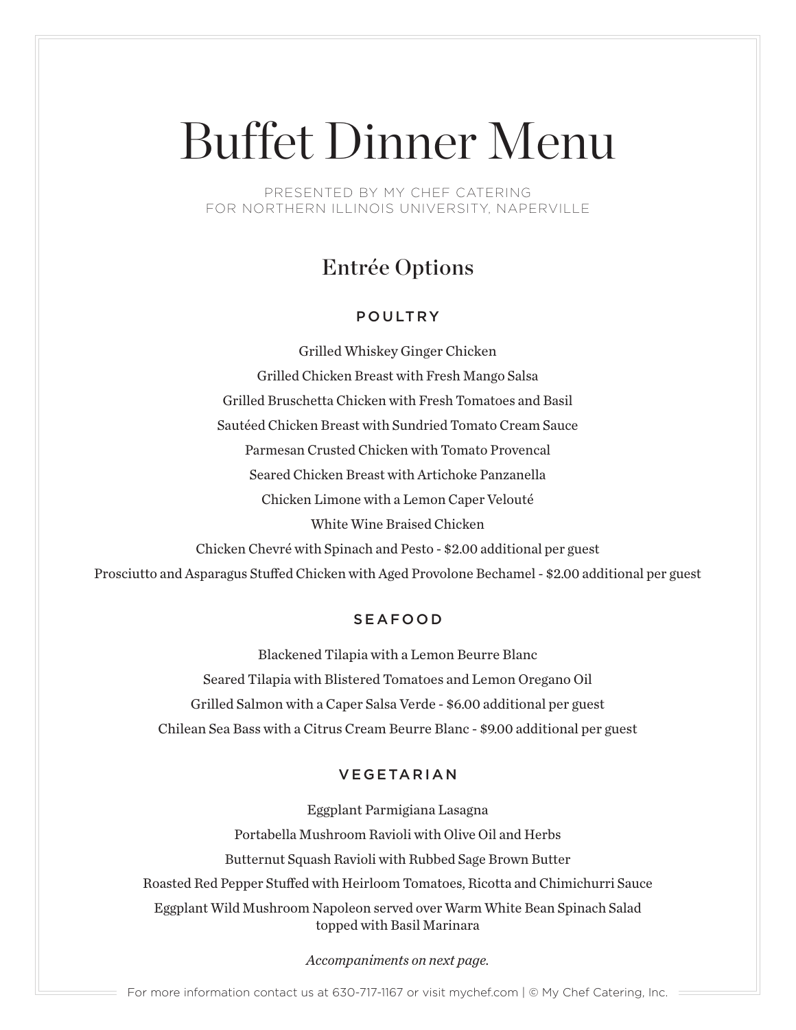# Buffet Dinner Menu

PRESENTED BY MY CHEF CATERING
FOR NORTHERN ILLINOIS UNIVERSITY, NAPERVILLE

## Entrée Options

### POULTRY

Grilled Whiskey Ginger Chicken

Grilled Chicken Breast with Fresh Mango Salsa

Grilled Bruschetta Chicken with Fresh Tomatoes and Basil

Sautéed Chicken Breast with Sundried Tomato Cream Sauce

Parmesan Crusted Chicken with Tomato Provencal

Seared Chicken Breast with Artichoke Panzanella

Chicken Limone with a Lemon Caper Velouté

White Wine Braised Chicken

Chicken Chevré with Spinach and Pesto - $2.00 additional per guest

Prosciutto and Asparagus Stuffed Chicken with Aged Provolone Bechamel - $2.00 additional per guest

### SEAFOOD

Blackened Tilapia with a Lemon Beurre Blanc

Seared Tilapia with Blistered Tomatoes and Lemon Oregano Oil

Grilled Salmon with a Caper Salsa Verde - $6.00 additional per guest

Chilean Sea Bass with a Citrus Cream Beurre Blanc - $9.00 additional per guest

### VEGETARIAN

Eggplant Parmigiana Lasagna

Portabella Mushroom Ravioli with Olive Oil and Herbs

Butternut Squash Ravioli with Rubbed Sage Brown Butter

Roasted Red Pepper Stuffed with Heirloom Tomatoes, Ricotta and Chimichurri Sauce

Eggplant Wild Mushroom Napoleon served over Warm White Bean Spinach Salad topped with Basil Marinara

*Accompaniments on next page.*

For more information contact us at 630-717-1167 or visit mychef.com | © My Chef Catering, Inc.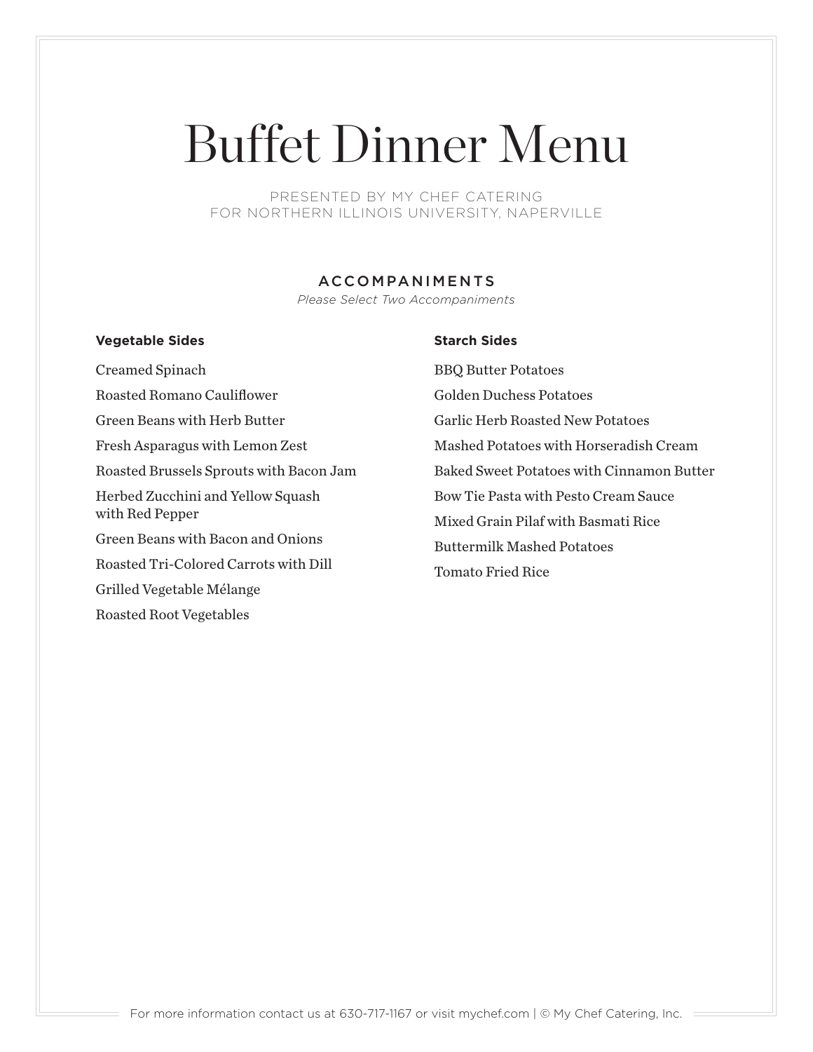# Buffet Dinner Menu

PRESENTED BY MY CHEF CATERING
FOR NORTHERN ILLINOIS UNIVERSITY, NAPERVILLE

## ACCOMPANIMENTS

*Please Select Two Accompaniments*

**Vegetable Sides**

Creamed Spinach

Roasted Romano Cauliflower

Green Beans with Herb Butter

Fresh Asparagus with Lemon Zest

Roasted Brussels Sprouts with Bacon Jam

Herbed Zucchini and Yellow Squash with Red Pepper

Green Beans with Bacon and Onions

Roasted Tri-Colored Carrots with Dill

Grilled Vegetable Mélange

Roasted Root Vegetables

**Starch Sides**

BBQ Butter Potatoes

Golden Duchess Potatoes

Garlic Herb Roasted New Potatoes

Mashed Potatoes with Horseradish Cream

Baked Sweet Potatoes with Cinnamon Butter

Bow Tie Pasta with Pesto Cream Sauce

Mixed Grain Pilaf with Basmati Rice

Buttermilk Mashed Potatoes

Tomato Fried Rice

For more information contact us at 630-717-1167 or visit mychef.com | © My Chef Catering, Inc.